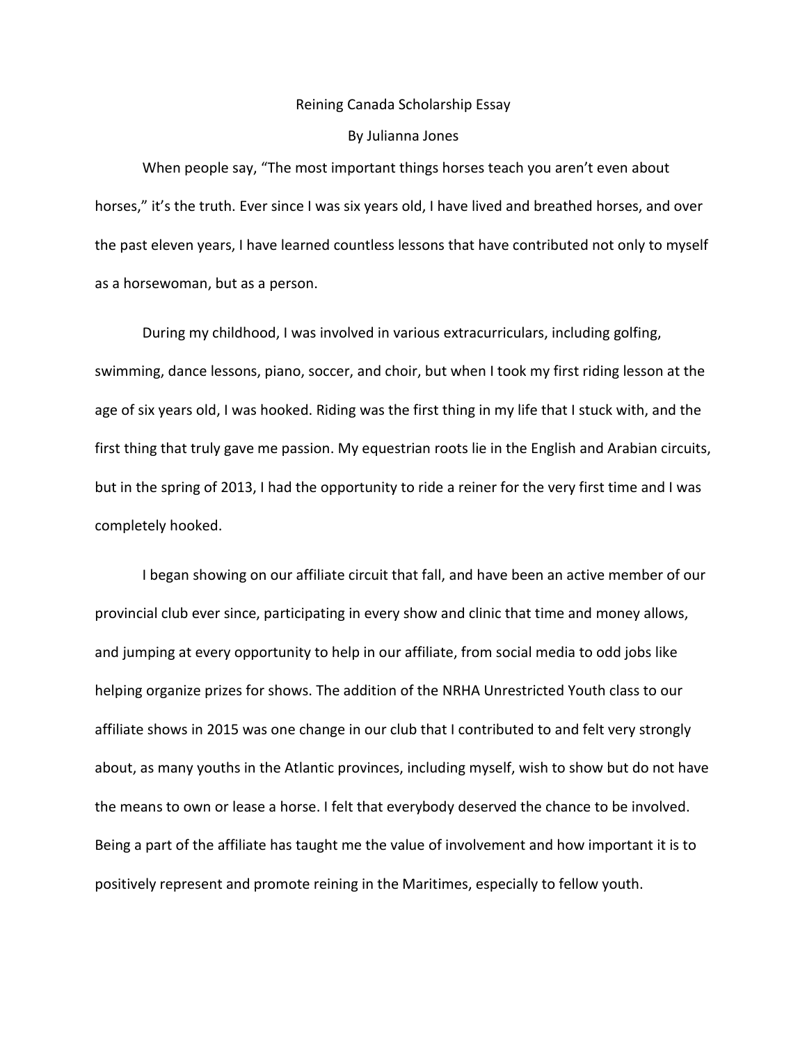# Reining Canada Scholarship Essay

By Julianna Jones

When people say, "The most important things horses teach you aren't even about horses," it's the truth. Ever since I was six years old, I have lived and breathed horses, and over the past eleven years, I have learned countless lessons that have contributed not only to myself as a horsewoman, but as a person.

During my childhood, I was involved in various extracurriculars, including golfing, swimming, dance lessons, piano, soccer, and choir, but when I took my first riding lesson at the age of six years old, I was hooked. Riding was the first thing in my life that I stuck with, and the first thing that truly gave me passion. My equestrian roots lie in the English and Arabian circuits, but in the spring of 2013, I had the opportunity to ride a reiner for the very first time and I was completely hooked.

I began showing on our affiliate circuit that fall, and have been an active member of our provincial club ever since, participating in every show and clinic that time and money allows, and jumping at every opportunity to help in our affiliate, from social media to odd jobs like helping organize prizes for shows. The addition of the NRHA Unrestricted Youth class to our affiliate shows in 2015 was one change in our club that I contributed to and felt very strongly about, as many youths in the Atlantic provinces, including myself, wish to show but do not have the means to own or lease a horse. I felt that everybody deserved the chance to be involved. Being a part of the affiliate has taught me the value of involvement and how important it is to positively represent and promote reining in the Maritimes, especially to fellow youth.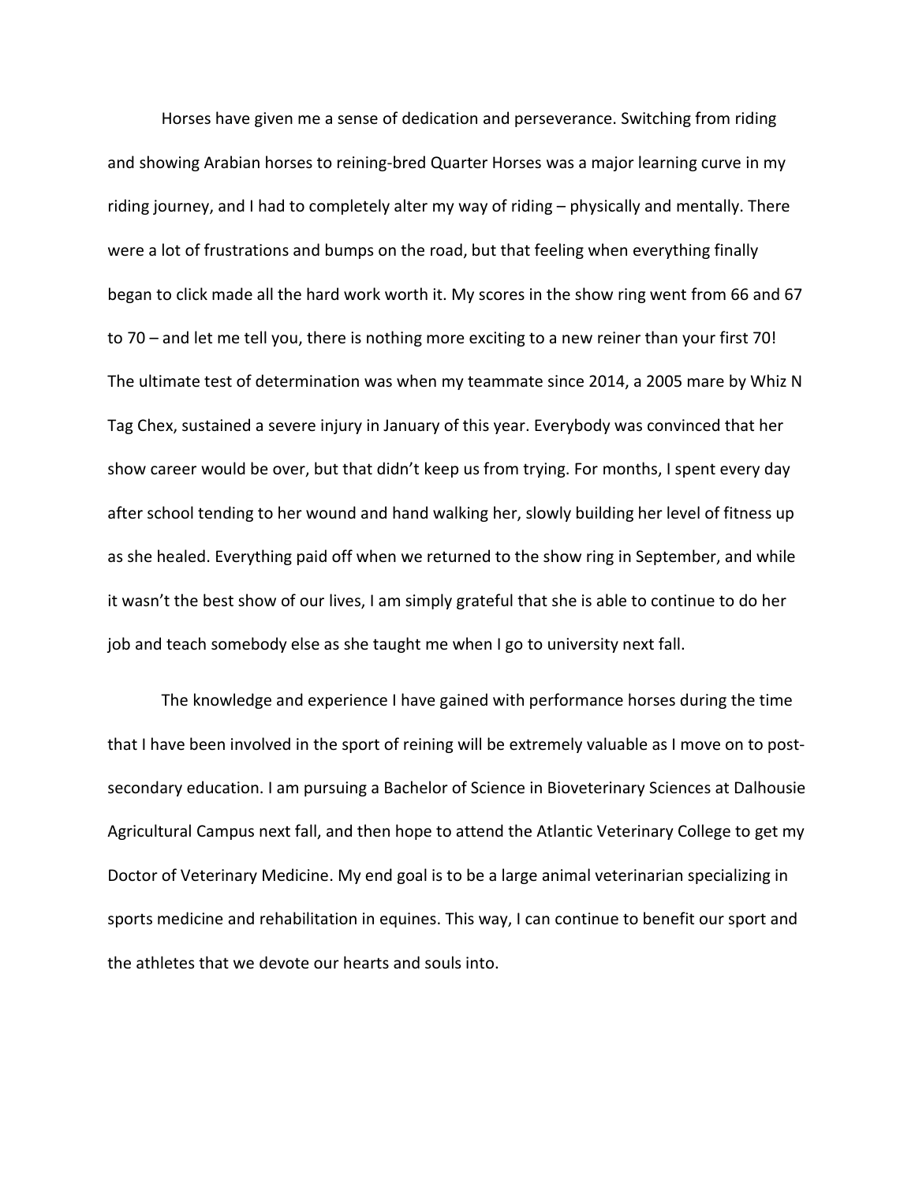Horses have given me a sense of dedication and perseverance. Switching from riding and showing Arabian horses to reining-bred Quarter Horses was a major learning curve in my riding journey, and I had to completely alter my way of riding – physically and mentally. There were a lot of frustrations and bumps on the road, but that feeling when everything finally began to click made all the hard work worth it. My scores in the show ring went from 66 and 67 to 70 – and let me tell you, there is nothing more exciting to a new reiner than your first 70! The ultimate test of determination was when my teammate since 2014, a 2005 mare by Whiz N Tag Chex, sustained a severe injury in January of this year. Everybody was convinced that her show career would be over, but that didn't keep us from trying. For months, I spent every day after school tending to her wound and hand walking her, slowly building her level of fitness up as she healed. Everything paid off when we returned to the show ring in September, and while it wasn't the best show of our lives, I am simply grateful that she is able to continue to do her job and teach somebody else as she taught me when I go to university next fall.

The knowledge and experience I have gained with performance horses during the time that I have been involved in the sport of reining will be extremely valuable as I move on to post-secondary education. I am pursuing a Bachelor of Science in Bioveterinary Sciences at Dalhousie Agricultural Campus next fall, and then hope to attend the Atlantic Veterinary College to get my Doctor of Veterinary Medicine. My end goal is to be a large animal veterinarian specializing in sports medicine and rehabilitation in equines. This way, I can continue to benefit our sport and the athletes that we devote our hearts and souls into.